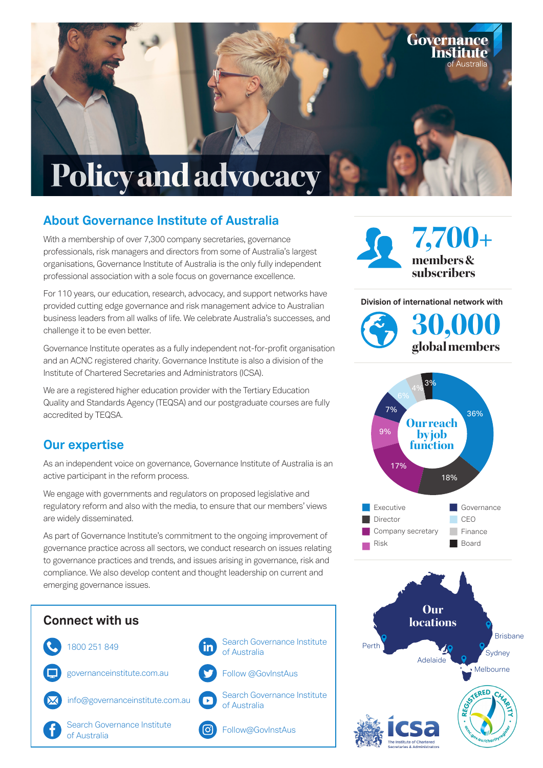Governance Institute of Australia

# Policy and advocacy

## About Governance Institute of Australia

With a membership of over 7,300 company secretaries, governance professionals, risk managers and directors from some of Australia's largest organisations, Governance Institute of Australia is the only fully independent professional association with a sole focus on governance excellence.

For 110 years, our education, research, advocacy, and support networks have provided cutting edge governance and risk management advice to Australian business leaders from all walks of life. We celebrate Australia's successes, and challenge it to be even better.

Governance Institute operates as a fully independent not-for-profit organisation and an ACNC registered charity. Governance Institute is also a division of the Institute of Chartered Secretaries and Administrators (ICSA).

We are a registered higher education provider with the Tertiary Education Quality and Standards Agency (TEQSA) and our postgraduate courses are fully accredited by TEQSA.

## Our expertise

As an independent voice on governance, Governance Institute of Australia is an active participant in the reform process.

We engage with governments and regulators on proposed legislative and regulatory reform and also with the media, to ensure that our members' views are widely disseminated.

As part of Governance Institute's commitment to the ongoing improvement of governance practice across all sectors, we conduct research on issues relating to governance practices and trends, and issues arising in governance, risk and compliance. We also develop content and thought leadership on current and emerging governance issues.

## Connect with us

- 1800 251 849
- governanceinstitute.com.au
- info@governanceinstitute.com.au
- Search Governance Institute of Australia (Facebook)
- Search Governance Institute of Australia (LinkedIn)
- Follow @GovInstAus (Twitter)
- Search Governance Institute of Australia (YouTube)
- Follow@GovInstAus (Instagram)

**7,700+** members & subscribers

Division of international network with **30,000** global members

### Our reach by job function

| Job function | Share |
| --- | --- |
| Executive | 36% |
| Director | 18% |
| Company secretary | 17% |
| Risk | 9% |
| Governance | 7% |
| CEO | 6% |
| Finance | 4% |
| Board | 3% |

### Our locations

Perth, Adelaide, Melbourne, Sydney, Brisbane

icsa — The Institute of Chartered Secretaries & Administrators

Registered Charity — acnc.gov.au/charityregister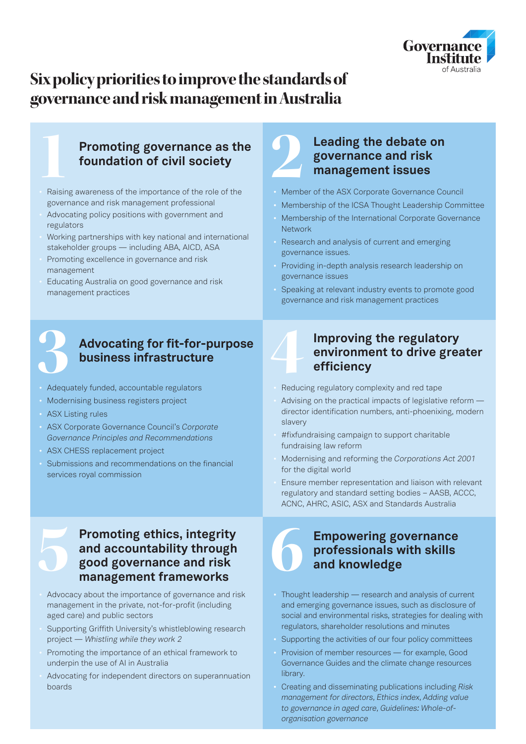# Six policy priorities to improve the standards of governance and risk management in Australia

## 1 Promoting governance as the foundation of civil society

- Raising awareness of the importance of the role of the governance and risk management professional
- Advocating policy positions with government and regulators
- Working partnerships with key national and international stakeholder groups — including ABA, AICD, ASA
- Promoting excellence in governance and risk management
- Educating Australia on good governance and risk management practices

## 2 Leading the debate on governance and risk management issues

- Member of the ASX Corporate Governance Council
- Membership of the ICSA Thought Leadership Committee
- Membership of the International Corporate Governance Network
- Research and analysis of current and emerging governance issues.
- Providing in-depth analysis research leadership on governance issues
- Speaking at relevant industry events to promote good governance and risk management practices

## 3 Advocating for fit-for-purpose business infrastructure

- Adequately funded, accountable regulators
- Modernising business registers project
- ASX Listing rules
- ASX Corporate Governance Council's *Corporate Governance Principles and Recommendations*
- ASX CHESS replacement project
- Submissions and recommendations on the financial services royal commission

## 4 Improving the regulatory environment to drive greater efficiency

- Reducing regulatory complexity and red tape
- Advising on the practical impacts of legislative reform — director identification numbers, anti-phoenixing, modern slavery
- #fixfundraising campaign to support charitable fundraising law reform
- Modernising and reforming the *Corporations Act 2001* for the digital world
- Ensure member representation and liaison with relevant regulatory and standard setting bodies – AASB, ACCC, ACNC, AHRC, ASIC, ASX and Standards Australia

## 5 Promoting ethics, integrity and accountability through good governance and risk management frameworks

- Advocacy about the importance of governance and risk management in the private, not-for-profit (including aged care) and public sectors
- Supporting Griffith University's whistleblowing research project — *Whistling while they work 2*
- Promoting the importance of an ethical framework to underpin the use of AI in Australia
- Advocating for independent directors on superannuation boards

## 6 Empowering governance professionals with skills and knowledge

- Thought leadership — research and analysis of current and emerging governance issues, such as disclosure of social and environmental risks, strategies for dealing with regulators, shareholder resolutions and minutes
- Supporting the activities of our four policy committees
- Provision of member resources — for example, Good Governance Guides and the climate change resources library.
- Creating and disseminating publications including *Risk management for directors, Ethics index, Adding value to governance in aged care, Guidelines: Whole-of-organisation governance*